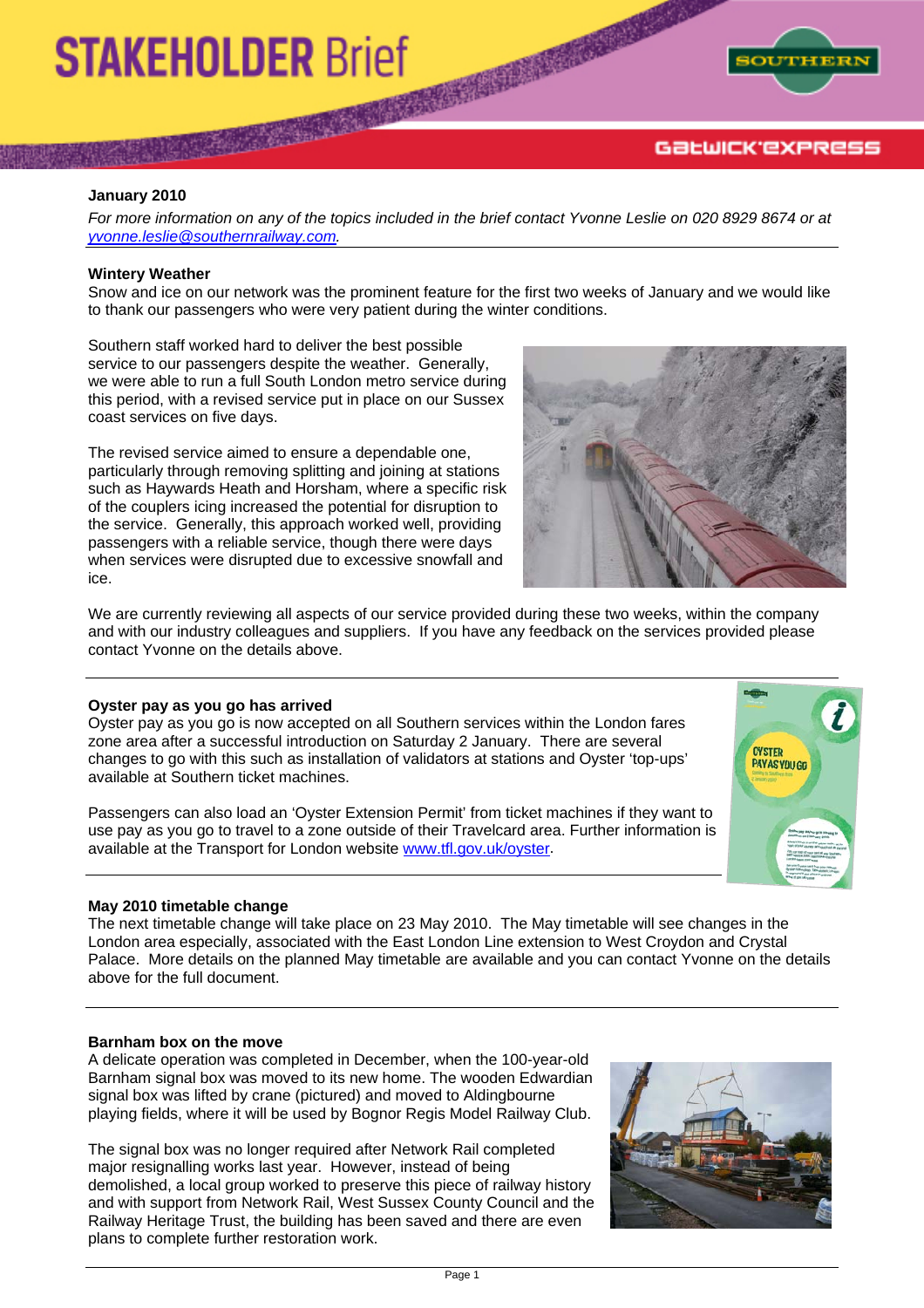# STAKEHOLDER Brief

**January 2010**

*For more information on any of the topics included in the brief contact Yvonne Leslie on 020 8929 8674 or at yvonne.leslie@southernrailway.com.*

## Wintery Weather

Snow and ice on our network was the prominent feature for the first two weeks of January and we would like to thank our passengers who were very patient during the winter conditions.

Southern staff worked hard to deliver the best possible service to our passengers despite the weather. Generally, we were able to run a full South London metro service during this period, with a revised service put in place on our Sussex coast services on five days.

The revised service aimed to ensure a dependable one, particularly through removing splitting and joining at stations such as Haywards Heath and Horsham, where a specific risk of the couplers icing increased the potential for disruption to the service. Generally, this approach worked well, providing passengers with a reliable service, though there were days when services were disrupted due to excessive snowfall and ice.

We are currently reviewing all aspects of our service provided during these two weeks, within the company and with our industry colleagues and suppliers. If you have any feedback on the services provided please contact Yvonne on the details above.

## Oyster pay as you go has arrived

Oyster pay as you go is now accepted on all Southern services within the London fares zone area after a successful introduction on Saturday 2 January. There are several changes to go with this such as installation of validators at stations and Oyster 'top-ups' available at Southern ticket machines.

Passengers can also load an 'Oyster Extension Permit' from ticket machines if they want to use pay as you go to travel to a zone outside of their Travelcard area. Further information is available at the Transport for London website www.tfl.gov.uk/oyster.

## May 2010 timetable change

The next timetable change will take place on 23 May 2010. The May timetable will see changes in the London area especially, associated with the East London Line extension to West Croydon and Crystal Palace. More details on the planned May timetable are available and you can contact Yvonne on the details above for the full document.

## Barnham box on the move

A delicate operation was completed in December, when the 100-year-old Barnham signal box was moved to its new home. The wooden Edwardian signal box was lifted by crane (pictured) and moved to Aldingbourne playing fields, where it will be used by Bognor Regis Model Railway Club.

The signal box was no longer required after Network Rail completed major resignalling works last year. However, instead of being demolished, a local group worked to preserve this piece of railway history and with support from Network Rail, West Sussex County Council and the Railway Heritage Trust, the building has been saved and there are even plans to complete further restoration work.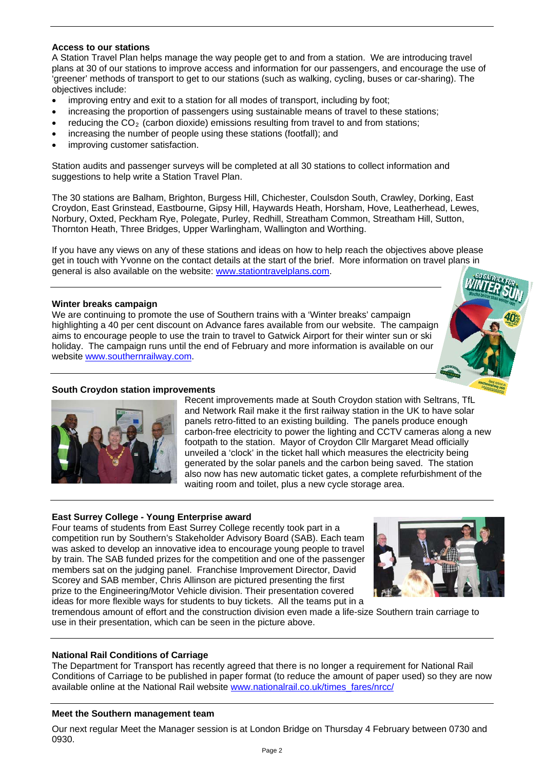## Access to our stations

A Station Travel Plan helps manage the way people get to and from a station. We are introducing travel plans at 30 of our stations to improve access and information for our passengers, and encourage the use of 'greener' methods of transport to get to our stations (such as walking, cycling, buses or car-sharing). The objectives include:

- improving entry and exit to a station for all modes of transport, including by foot;
- increasing the proportion of passengers using sustainable means of travel to these stations;
- reducing the $CO_2$ (carbon dioxide) emissions resulting from travel to and from stations;
- increasing the number of people using these stations (footfall); and
- improving customer satisfaction.

Station audits and passenger surveys will be completed at all 30 stations to collect information and suggestions to help write a Station Travel Plan.

The 30 stations are Balham, Brighton, Burgess Hill, Chichester, Coulsdon South, Crawley, Dorking, East Croydon, East Grinstead, Eastbourne, Gipsy Hill, Haywards Heath, Horsham, Hove, Leatherhead, Lewes, Norbury, Oxted, Peckham Rye, Polegate, Purley, Redhill, Streatham Common, Streatham Hill, Sutton, Thornton Heath, Three Bridges, Upper Warlingham, Wallington and Worthing.

If you have any views on any of these stations and ideas on how to help reach the objectives above please get in touch with Yvonne on the contact details at the start of the brief. More information on travel plans in general is also available on the website: www.stationtravelplans.com.

## Winter breaks campaign

We are continuing to promote the use of Southern trains with a 'Winter breaks' campaign highlighting a 40 per cent discount on Advance fares available from our website. The campaign aims to encourage people to use the train to travel to Gatwick Airport for their winter sun or ski holiday. The campaign runs until the end of February and more information is available on our website www.southernrailway.com.

## South Croydon station improvements

Recent improvements made at South Croydon station with Seltrans, TfL and Network Rail make it the first railway station in the UK to have solar panels retro-fitted to an existing building. The panels produce enough carbon-free electricity to power the lighting and CCTV cameras along a new footpath to the station. Mayor of Croydon Cllr Margaret Mead officially unveiled a 'clock' in the ticket hall which measures the electricity being generated by the solar panels and the carbon being saved. The station also now has new automatic ticket gates, a complete refurbishment of the waiting room and toilet, plus a new cycle storage area.

## East Surrey College - Young Enterprise award

Four teams of students from East Surrey College recently took part in a competition run by Southern's Stakeholder Advisory Board (SAB). Each team was asked to develop an innovative idea to encourage young people to travel by train. The SAB funded prizes for the competition and one of the passenger members sat on the judging panel. Franchise Improvement Director, David Scorey and SAB member, Chris Allinson are pictured presenting the first prize to the Engineering/Motor Vehicle division. Their presentation covered ideas for more flexible ways for students to buy tickets. All the teams put in a tremendous amount of effort and the construction division even made a life-size Southern train carriage to use in their presentation, which can be seen in the picture above.

## National Rail Conditions of Carriage

The Department for Transport has recently agreed that there is no longer a requirement for National Rail Conditions of Carriage to be published in paper format (to reduce the amount of paper used) so they are now available online at the National Rail website www.nationalrail.co.uk/times_fares/nrcc/

## Meet the Southern management team

Our next regular Meet the Manager session is at London Bridge on Thursday 4 February between 0730 and 0930.